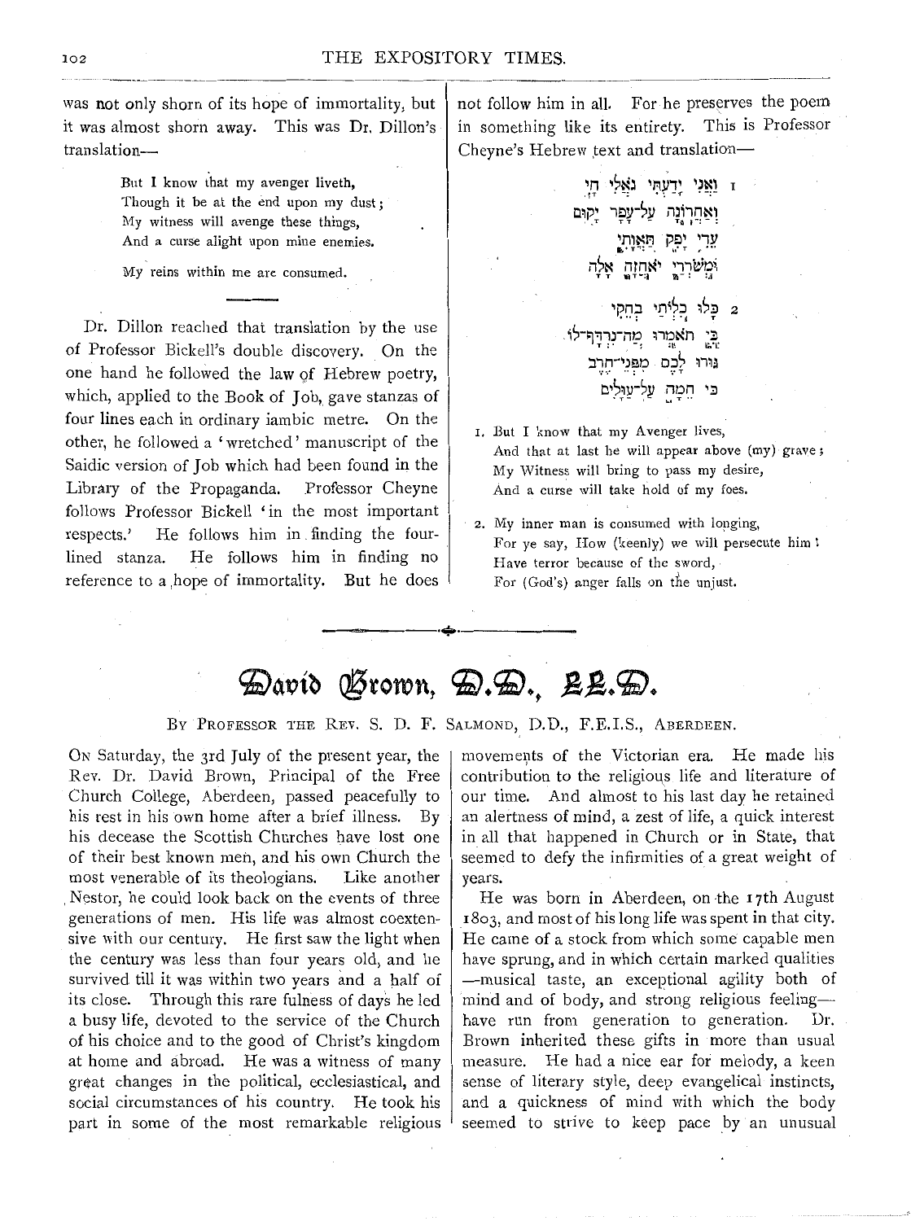was not only shorn of its hope of immortality, but it was almost shorn away. This was Dr. Dillon's translation—

> But I know that my avenger liveth,
> Though it be at the end upon my dust;
> My witness will avenge these things,
> And a curse alight upon mine enemies.
>
> My reins within me are consumed.

---

Dr. Dillon reached that translation by the use of Professor Bickell's double discovery. On the one hand he followed the law of Hebrew poetry, which, applied to the Book of Job, gave stanzas of four lines each in ordinary iambic metre. On the other, he followed a 'wretched' manuscript of the Saidic version of Job which had been found in the Library of the Propaganda. Professor Cheyne follows Professor Bickell 'in the most important respects.' He follows him in finding the four-lined stanza. He follows him in finding no reference to a hope of immortality. But he does not follow him in all. For he preserves the poem in something like its entirety. This is Professor Cheyne's Hebrew text and translation—

> 1 וַאֲנִי יָדַעְתִּי גֹּאֲלִי חָי
> וְאַחֲרוֹנָה עַל־עָפָר יָקוּם
> עֵדִי יָפֵק תַּאֲוָתִי
> וּמְשֹׂרְרַי יֹאחֵזָה אָלָה
>
> 2 כָּלוּ כִלְיֹתַי בְּחֵקִי
> כִּי תֹאמְרוּ מַה־נִּרְדָּף־לוֹ
> גּוּרוּ לָכֶם מִפְּנֵי־חֶרֶב
> כִּי חֵמָה עַל־עַוָּלִים

> 1. But I know that my Avenger lives,
> And that at last he will appear above (my) grave;
> My Witness will bring to pass my desire,
> And a curse will take hold of my foes.
>
> 2. My inner man is consumed with longing,
> For ye say, How (keenly) we will persecute him!
> Have terror because of the sword,
> For (God's) anger falls on the unjust.

---

# David Brown, D.D., LL.D.

By Professor the Rev. S. D. F. Salmond, D.D., F.E.I.S., Aberdeen.

On Saturday, the 3rd July of the present year, the Rev. Dr. David Brown, Principal of the Free Church College, Aberdeen, passed peacefully to his rest in his own home after a brief illness. By his decease the Scottish Churches have lost one of their best known men, and his own Church the most venerable of its theologians. Like another Nestor, he could look back on the events of three generations of men. His life was almost coextensive with our century. He first saw the light when the century was less than four years old, and he survived till it was within two years and a half of its close. Through this rare fulness of days he led a busy life, devoted to the service of the Church of his choice and to the good of Christ's kingdom at home and abroad. He was a witness of many great changes in the political, ecclesiastical, and social circumstances of his country. He took his part in some of the most remarkable religious movements of the Victorian era. He made his contribution to the religious life and literature of our time. And almost to his last day he retained an alertness of mind, a zest of life, a quick interest in all that happened in Church or in State, that seemed to defy the infirmities of a great weight of years.

He was born in Aberdeen, on the 17th August 1803, and most of his long life was spent in that city. He came of a stock from which some capable men have sprung, and in which certain marked qualities—musical taste, an exceptional agility both of mind and of body, and strong religious feeling—have run from generation to generation. Dr. Brown inherited these gifts in more than usual measure. He had a nice ear for melody, a keen sense of literary style, deep evangelical instincts, and a quickness of mind with which the body seemed to strive to keep pace by an unusual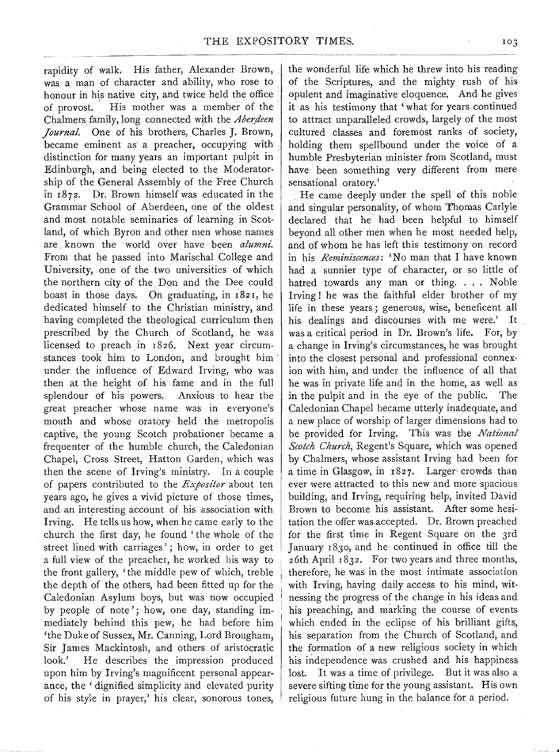rapidity of walk. His father, Alexander Brown, was a man of character and ability, who rose to honour in his native city, and twice held the office of provost. His mother was a member of the Chalmers family, long connected with the *Aberdeen Journal*. One of his brothers, Charles J. Brown, became eminent as a preacher, occupying with distinction for many years an important pulpit in Edinburgh, and being elected to the Moderatorship of the General Assembly of the Free Church in 1872. Dr. Brown himself was educated in the Grammar School of Aberdeen, one of the oldest and most notable seminaries of learning in Scotland, of which Byron and other men whose names are known the world over have been *alumni*. From that he passed into Marischal College and University, one of the two universities of which the northern city of the Don and the Dee could boast in those days. On graduating, in 1821, he dedicated himself to the Christian ministry, and having completed the theological curriculum then prescribed by the Church of Scotland, he was licensed to preach in 1826. Next year circumstances took him to London, and brought him under the influence of Edward Irving, who was then at the height of his fame and in the full splendour of his powers. Anxious to hear the great preacher whose name was in everyone's mouth and whose oratory held the metropolis captive, the young Scotch probationer became a frequenter of the humble church, the Caledonian Chapel, Cross Street, Hatton Garden, which was then the scene of Irving's ministry. In a couple of papers contributed to the *Expositor* about ten years ago, he gives a vivid picture of those times, and an interesting account of his association with Irving. He tells us how, when he came early to the church the first day, he found 'the whole of the street lined with carriages'; how, in order to get a full view of the preacher, he worked his way to the front gallery, 'the middle pew of which, treble the depth of the others, had been fitted up for the Caledonian Asylum boys, but was now occupied by people of note'; how, one day, standing immediately behind this pew, he had before him 'the Duke of Sussex, Mr. Canning, Lord Brougham, Sir James Mackintosh, and others of aristocratic look.' He describes the impression produced upon him by Irving's magnificent personal appearance, the 'dignified simplicity and elevated purity of his style in prayer,' his clear, sonorous tones, the wonderful life which he threw into his reading of the Scriptures, and the mighty rush of his opulent and imaginative eloquence. And he gives it as his testimony that 'what for years continued to attract unparalleled crowds, largely of the most cultured classes and foremost ranks of society, holding them spellbound under the voice of a humble Presbyterian minister from Scotland, must have been something very different from mere sensational oratory.'

He came deeply under the spell of this noble and singular personality, of whom Thomas Carlyle declared that he had been helpful to himself beyond all other men when he most needed help, and of whom he has left this testimony on record in his *Reminiscences*: 'No man that I have known had a sunnier type of character, or so little of hatred towards any man or thing. . . . Noble Irving! he was the faithful elder brother of my life in these years; generous, wise, beneficent all his dealings and discourses with me were.' It was a critical period in Dr. Brown's life. For, by a change in Irving's circumstances, he was brought into the closest personal and professional connexion with him, and under the influence of all that he was in private life and in the home, as well as in the pulpit and in the eye of the public. The Caledonian Chapel became utterly inadequate, and a new place of worship of larger dimensions had to be provided for Irving. This was the *National Scotch Church*, Regent's Square, which was opened by Chalmers, whose assistant Irving had been for a time in Glasgow, in 1827. Larger crowds than ever were attracted to this new and more spacious building, and Irving, requiring help, invited David Brown to become his assistant. After some hesitation the offer was accepted. Dr. Brown preached for the first time in Regent Square on the 3rd January 1830, and he continued in office till the 26th April 1832. For two years and three months, therefore, he was in the most intimate association with Irving, having daily access to his mind, witnessing the progress of the change in his ideas and his preaching, and marking the course of events which ended in the eclipse of his brilliant gifts, his separation from the Church of Scotland, and the formation of a new religious society in which his independence was crushed and his happiness lost. It was a time of privilege. But it was also a severe sifting time for the young assistant. His own religious future hung in the balance for a period.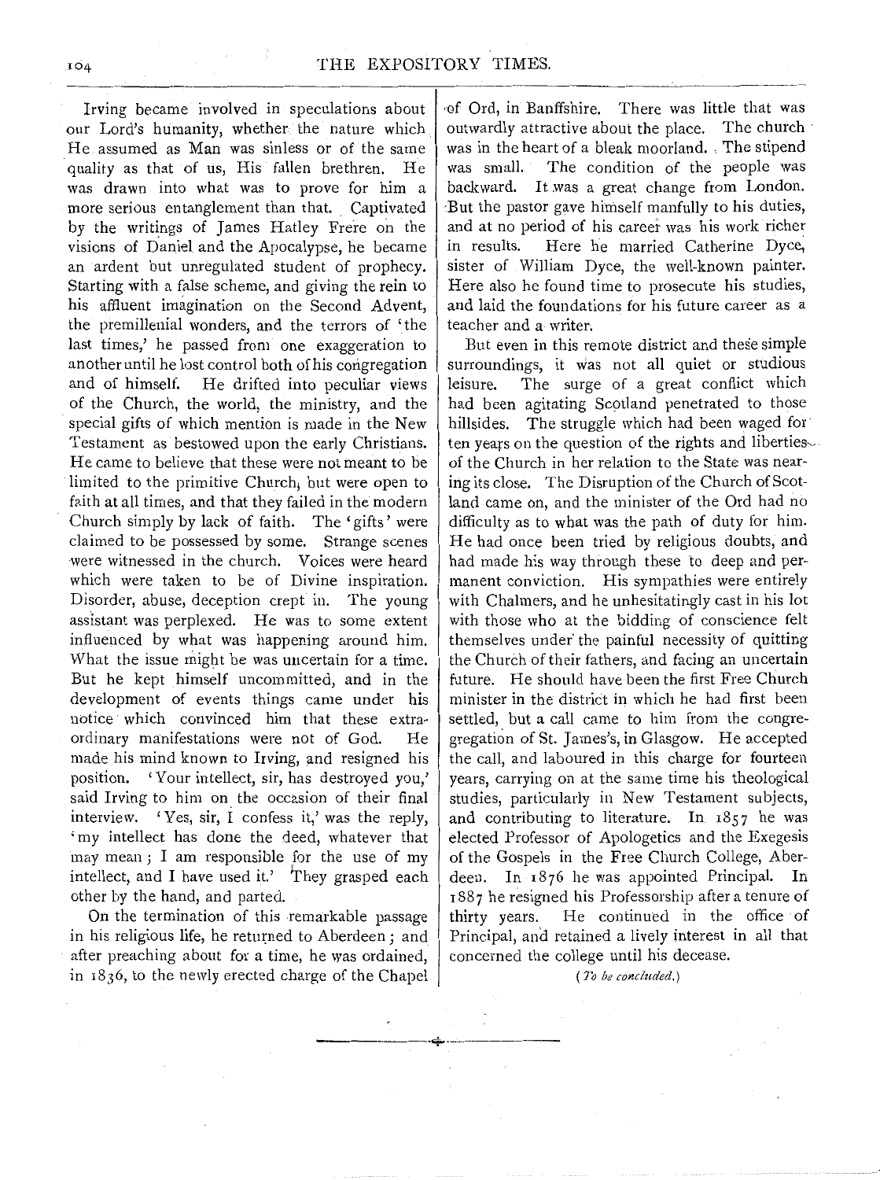Irving became involved in speculations about our Lord's humanity, whether the nature which He assumed as Man was sinless or of the same quality as that of us, His fallen brethren. He was drawn into what was to prove for him a more serious entanglement than that. Captivated by the writings of James Hatley Frere on the visions of Daniel and the Apocalypse, he became an ardent but unregulated student of prophecy. Starting with a false scheme, and giving the rein to his affluent imagination on the Second Advent, the premillenial wonders, and the terrors of 'the last times,' he passed from one exaggeration to another until he lost control both of his congregation and of himself. He drifted into peculiar views of the Church, the world, the ministry, and the special gifts of which mention is made in the New Testament as bestowed upon the early Christians. He came to believe that these were not meant to be limited to the primitive Church, but were open to faith at all times, and that they failed in the modern Church simply by lack of faith. The 'gifts' were claimed to be possessed by some. Strange scenes were witnessed in the church. Voices were heard which were taken to be of Divine inspiration. Disorder, abuse, deception crept in. The young assistant was perplexed. He was to some extent influenced by what was happening around him. What the issue might be was uncertain for a time. But he kept himself uncommitted, and in the development of events things came under his notice which convinced him that these extraordinary manifestations were not of God. He made his mind known to Irving, and resigned his position. 'Your intellect, sir, has destroyed you,' said Irving to him on the occasion of their final interview. 'Yes, sir, I confess it,' was the reply, 'my intellect has done the deed, whatever that may mean; I am responsible for the use of my intellect, and I have used it.' They grasped each other by the hand, and parted.

On the termination of this remarkable passage in his religious life, he returned to Aberdeen; and after preaching about for a time, he was ordained, in 1836, to the newly erected charge of the Chapel of Ord, in Banffshire. There was little that was outwardly attractive about the place. The church was in the heart of a bleak moorland. The stipend was small. The condition of the people was backward. It was a great change from London. But the pastor gave himself manfully to his duties, and at no period of his career was his work richer in results. Here he married Catherine Dyce, sister of William Dyce, the well-known painter. Here also he found time to prosecute his studies, and laid the foundations for his future career as a teacher and a writer.

But even in this remote district and these simple surroundings, it was not all quiet or studious leisure. The surge of a great conflict which had been agitating Scotland penetrated to those hillsides. The struggle which had been waged for ten years on the question of the rights and liberties of the Church in her relation to the State was nearing its close. The Disruption of the Church of Scotland came on, and the minister of the Ord had no difficulty as to what was the path of duty for him. He had once been tried by religious doubts, and had made his way through these to deep and permanent conviction. His sympathies were entirely with Chalmers, and he unhesitatingly cast in his lot with those who at the bidding of conscience felt themselves under the painful necessity of quitting the Church of their fathers, and facing an uncertain future. He should have been the first Free Church minister in the district in which he had first been settled, but a call came to him from the congregregation of St. James's, in Glasgow. He accepted the call, and laboured in this charge for fourteen years, carrying on at the same time his theological studies, particularly in New Testament subjects, and contributing to literature. In 1857 he was elected Professor of Apologetics and the Exegesis of the Gospels in the Free Church College, Aberdeen. In 1876 he was appointed Principal. In 1887 he resigned his Professorship after a tenure of thirty years. He continued in the office of Principal, and retained a lively interest in all that concerned the college until his decease.

*(To be concluded.)*